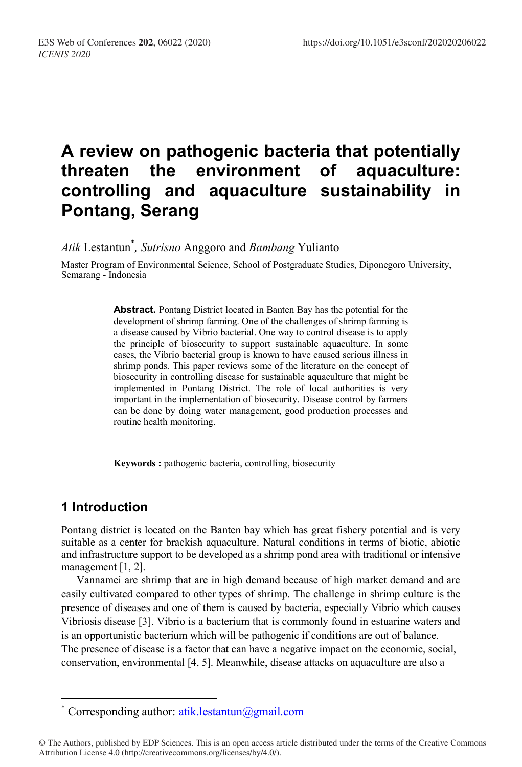# A review on pathogenic bacteria that potentially threaten the environment of aquaculture: controlling and aquaculture sustainability in Pontang, Serang

*Atik* Lestantun[*], *Sutrisno* Anggoro and *Bambang* Yulianto

Master Program of Environmental Science, School of Postgraduate Studies, Diponegoro University, Semarang - Indonesia

**Abstract.** Pontang District located in Banten Bay has the potential for the development of shrimp farming. One of the challenges of shrimp farming is a disease caused by Vibrio bacterial. One way to control disease is to apply the principle of biosecurity to support sustainable aquaculture. In some cases, the Vibrio bacterial group is known to have caused serious illness in shrimp ponds. This paper reviews some of the literature on the concept of biosecurity in controlling disease for sustainable aquaculture that might be implemented in Pontang District. The role of local authorities is very important in the implementation of biosecurity. Disease control by farmers can be done by doing water management, good production processes and routine health monitoring.

**Keywords :** pathogenic bacteria, controlling, biosecurity

## 1 Introduction

Pontang district is located on the Banten bay which has great fishery potential and is very suitable as a center for brackish aquaculture. Natural conditions in terms of biotic, abiotic and infrastructure support to be developed as a shrimp pond area with traditional or intensive management [1, 2].

Vannamei are shrimp that are in high demand because of high market demand and are easily cultivated compared to other types of shrimp. The challenge in shrimp culture is the presence of diseases and one of them is caused by bacteria, especially Vibrio which causes Vibriosis disease [3]. Vibrio is a bacterium that is commonly found in estuarine waters and is an opportunistic bacterium which will be pathogenic if conditions are out of balance. The presence of disease is a factor that can have a negative impact on the economic, social, conservation, environmental [4, 5]. Meanwhile, disease attacks on aquaculture are also a

[*] Corresponding author: atik.lestantun@gmail.com

© The Authors, published by EDP Sciences. This is an open access article distributed under the terms of the Creative Commons Attribution License 4.0 (http://creativecommons.org/licenses/by/4.0/).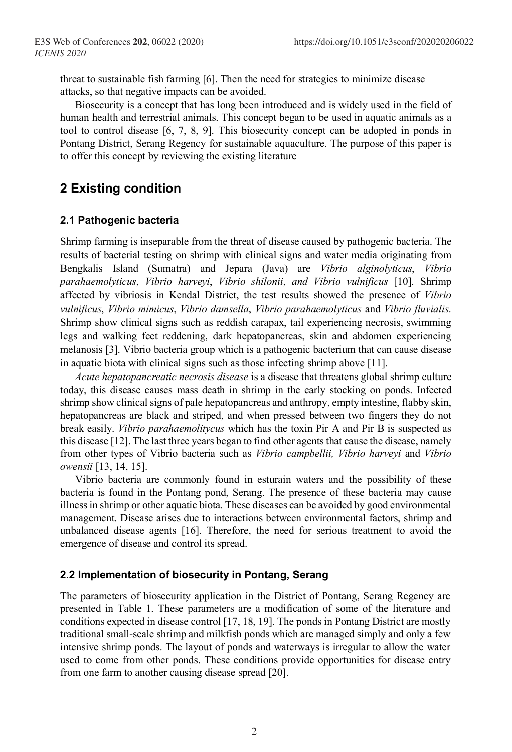threat to sustainable fish farming [6]. Then the need for strategies to minimize disease attacks, so that negative impacts can be avoided.

Biosecurity is a concept that has long been introduced and is widely used in the field of human health and terrestrial animals. This concept began to be used in aquatic animals as a tool to control disease [6, 7, 8, 9]. This biosecurity concept can be adopted in ponds in Pontang District, Serang Regency for sustainable aquaculture. The purpose of this paper is to offer this concept by reviewing the existing literature

## 2 Existing condition

### 2.1 Pathogenic bacteria

Shrimp farming is inseparable from the threat of disease caused by pathogenic bacteria. The results of bacterial testing on shrimp with clinical signs and water media originating from Bengkalis Island (Sumatra) and Jepara (Java) are *Vibrio alginolyticus*, *Vibrio parahaemolyticus*, *Vibrio harveyi*, *Vibrio shilonii*, *and Vibrio vulnificus* [10]. Shrimp affected by vibriosis in Kendal District, the test results showed the presence of *Vibrio vulnificus*, *Vibrio mimicus*, *Vibrio damsella*, *Vibrio parahaemolyticus* and *Vibrio fluvialis*. Shrimp show clinical signs such as reddish carapax, tail experiencing necrosis, swimming legs and walking feet reddening, dark hepatopancreas, skin and abdomen experiencing melanosis [3]. Vibrio bacteria group which is a pathogenic bacterium that can cause disease in aquatic biota with clinical signs such as those infecting shrimp above [11].

*Acute hepatopancreatic necrosis disease* is a disease that threatens global shrimp culture today, this disease causes mass death in shrimp in the early stocking on ponds. Infected shrimp show clinical signs of pale hepatopancreas and anthropy, empty intestine, flabby skin, hepatopancreas are black and striped, and when pressed between two fingers they do not break easily. *Vibrio parahaemolitycus* which has the toxin Pir A and Pir B is suspected as this disease [12]. The last three years began to find other agents that cause the disease, namely from other types of Vibrio bacteria such as *Vibrio campbellii, Vibrio harveyi* and *Vibrio owensii* [13, 14, 15].

Vibrio bacteria are commonly found in esturain waters and the possibility of these bacteria is found in the Pontang pond, Serang. The presence of these bacteria may cause illness in shrimp or other aquatic biota. These diseases can be avoided by good environmental management. Disease arises due to interactions between environmental factors, shrimp and unbalanced disease agents [16]. Therefore, the need for serious treatment to avoid the emergence of disease and control its spread.

### 2.2 Implementation of biosecurity in Pontang, Serang

The parameters of biosecurity application in the District of Pontang, Serang Regency are presented in Table 1. These parameters are a modification of some of the literature and conditions expected in disease control [17, 18, 19]. The ponds in Pontang District are mostly traditional small-scale shrimp and milkfish ponds which are managed simply and only a few intensive shrimp ponds. The layout of ponds and waterways is irregular to allow the water used to come from other ponds. These conditions provide opportunities for disease entry from one farm to another causing disease spread [20].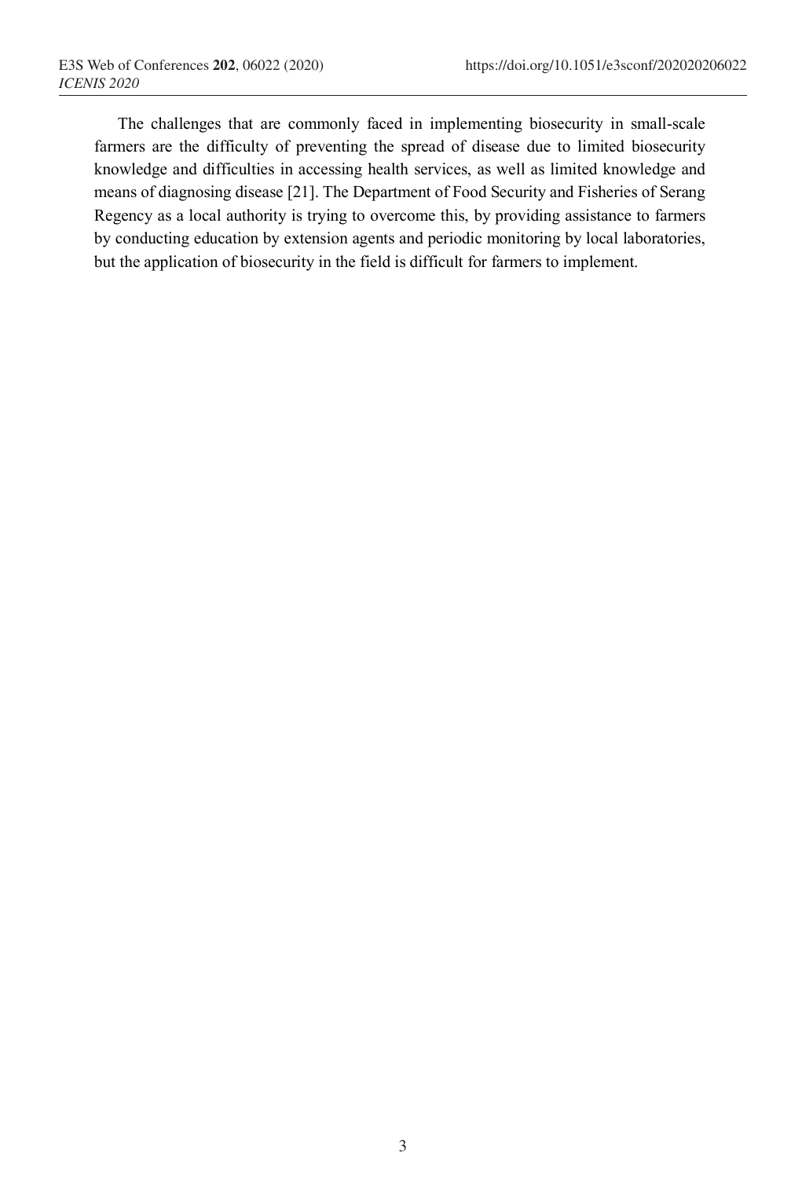The challenges that are commonly faced in implementing biosecurity in small-scale farmers are the difficulty of preventing the spread of disease due to limited biosecurity knowledge and difficulties in accessing health services, as well as limited knowledge and means of diagnosing disease [21]. The Department of Food Security and Fisheries of Serang Regency as a local authority is trying to overcome this, by providing assistance to farmers by conducting education by extension agents and periodic monitoring by local laboratories, but the application of biosecurity in the field is difficult for farmers to implement.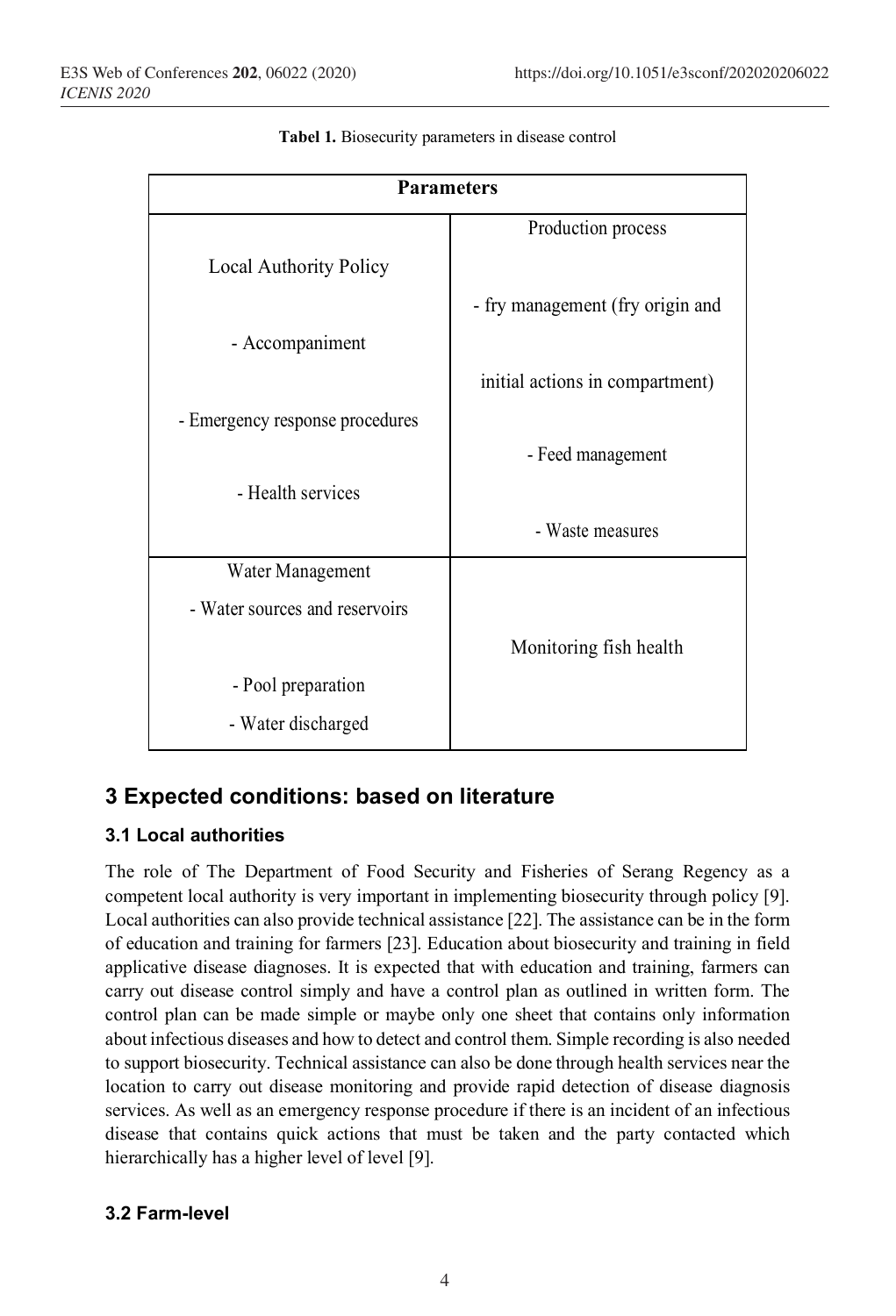**Tabel 1.** Biosecurity parameters in disease control

| Parameters | |
|---|---|
| Local Authority Policy<br>- Accompaniment<br>- Emergency response procedures<br>- Health services | Production process<br>- fry management (fry origin and initial actions in compartment)<br>- Feed management<br>- Waste measures |
| Water Management<br>- Water sources and reservoirs<br>- Pool preparation<br>- Water discharged | Monitoring fish health |

## 3 Expected conditions: based on literature

### 3.1 Local authorities

The role of The Department of Food Security and Fisheries of Serang Regency as a competent local authority is very important in implementing biosecurity through policy [9]. Local authorities can also provide technical assistance [22]. The assistance can be in the form of education and training for farmers [23]. Education about biosecurity and training in field applicative disease diagnoses. It is expected that with education and training, farmers can carry out disease control simply and have a control plan as outlined in written form. The control plan can be made simple or maybe only one sheet that contains only information about infectious diseases and how to detect and control them. Simple recording is also needed to support biosecurity. Technical assistance can also be done through health services near the location to carry out disease monitoring and provide rapid detection of disease diagnosis services. As well as an emergency response procedure if there is an incident of an infectious disease that contains quick actions that must be taken and the party contacted which hierarchically has a higher level of level [9].

### 3.2 Farm-level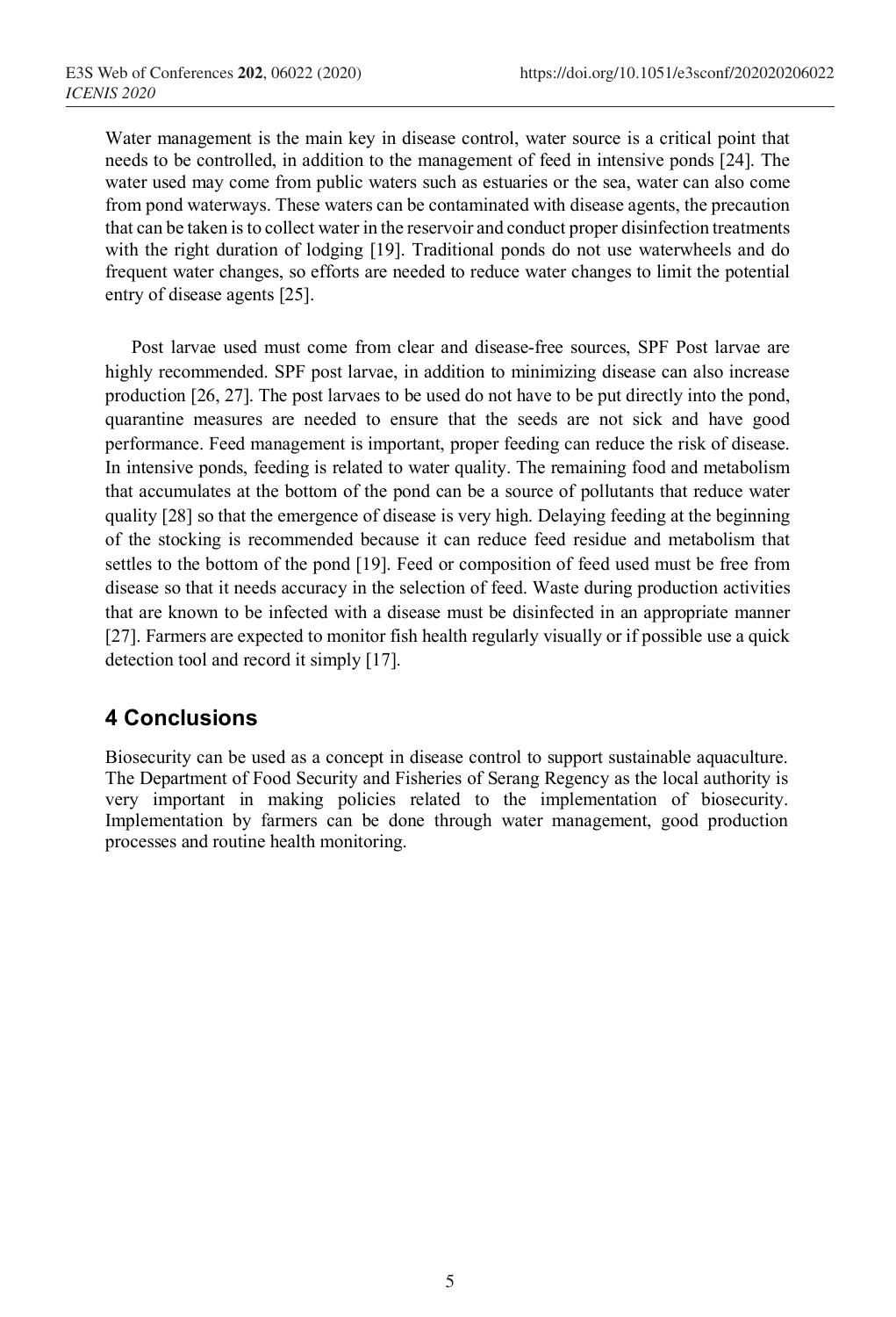Water management is the main key in disease control, water source is a critical point that needs to be controlled, in addition to the management of feed in intensive ponds [24]. The water used may come from public waters such as estuaries or the sea, water can also come from pond waterways. These waters can be contaminated with disease agents, the precaution that can be taken is to collect water in the reservoir and conduct proper disinfection treatments with the right duration of lodging [19]. Traditional ponds do not use waterwheels and do frequent water changes, so efforts are needed to reduce water changes to limit the potential entry of disease agents [25].

Post larvae used must come from clear and disease-free sources, SPF Post larvae are highly recommended. SPF post larvae, in addition to minimizing disease can also increase production [26, 27]. The post larvaes to be used do not have to be put directly into the pond, quarantine measures are needed to ensure that the seeds are not sick and have good performance. Feed management is important, proper feeding can reduce the risk of disease. In intensive ponds, feeding is related to water quality. The remaining food and metabolism that accumulates at the bottom of the pond can be a source of pollutants that reduce water quality [28] so that the emergence of disease is very high. Delaying feeding at the beginning of the stocking is recommended because it can reduce feed residue and metabolism that settles to the bottom of the pond [19]. Feed or composition of feed used must be free from disease so that it needs accuracy in the selection of feed. Waste during production activities that are known to be infected with a disease must be disinfected in an appropriate manner [27]. Farmers are expected to monitor fish health regularly visually or if possible use a quick detection tool and record it simply [17].

## 4 Conclusions

Biosecurity can be used as a concept in disease control to support sustainable aquaculture. The Department of Food Security and Fisheries of Serang Regency as the local authority is very important in making policies related to the implementation of biosecurity. Implementation by farmers can be done through water management, good production processes and routine health monitoring.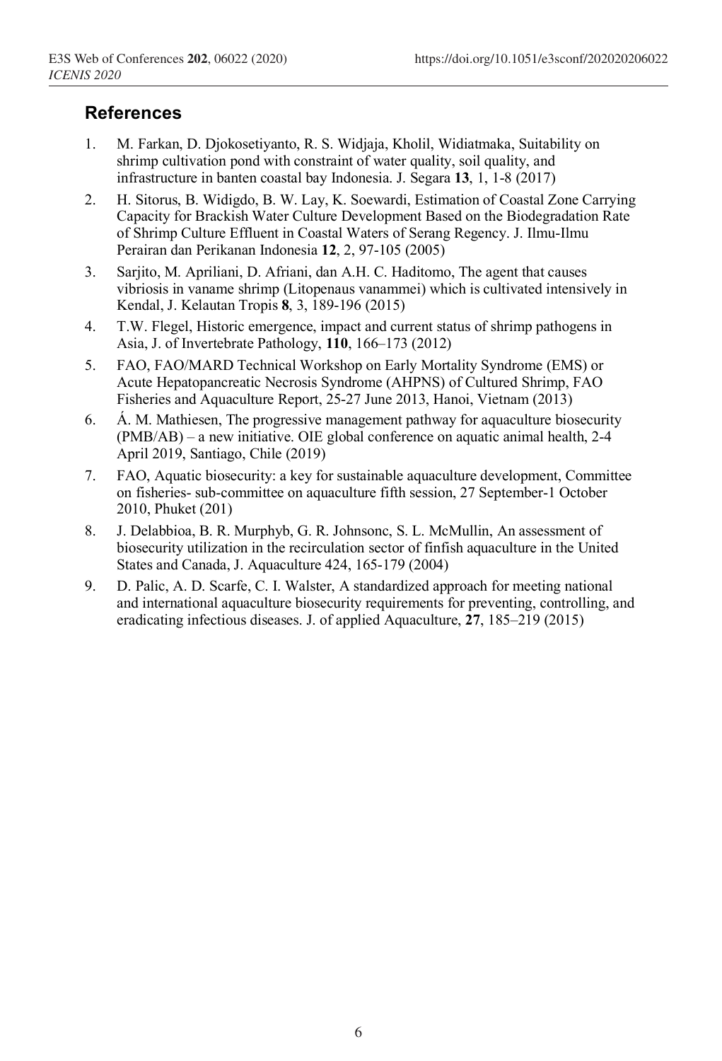## References

1. M. Farkan, D. Djokosetiyanto, R. S. Widjaja, Kholil, Widiatmaka, Suitability on shrimp cultivation pond with constraint of water quality, soil quality, and infrastructure in banten coastal bay Indonesia. J. Segara **13**, 1, 1-8 (2017)
2. H. Sitorus, B. Widigdo, B. W. Lay, K. Soewardi, Estimation of Coastal Zone Carrying Capacity for Brackish Water Culture Development Based on the Biodegradation Rate of Shrimp Culture Effluent in Coastal Waters of Serang Regency. J. Ilmu-Ilmu Perairan dan Perikanan Indonesia **12**, 2, 97-105 (2005)
3. Sarjito, M. Apriliani, D. Afriani, dan A.H. C. Haditomo, The agent that causes vibriosis in vaname shrimp (Litopenaus vanammei) which is cultivated intensively in Kendal, J. Kelautan Tropis **8**, 3, 189-196 (2015)
4. T.W. Flegel, Historic emergence, impact and current status of shrimp pathogens in Asia, J. of Invertebrate Pathology, **110**, 166–173 (2012)
5. FAO, FAO/MARD Technical Workshop on Early Mortality Syndrome (EMS) or Acute Hepatopancreatic Necrosis Syndrome (AHPNS) of Cultured Shrimp, FAO Fisheries and Aquaculture Report, 25-27 June 2013, Hanoi, Vietnam (2013)
6. Á. M. Mathiesen, The progressive management pathway for aquaculture biosecurity (PMB/AB) – a new initiative. OIE global conference on aquatic animal health, 2-4 April 2019, Santiago, Chile (2019)
7. FAO, Aquatic biosecurity: a key for sustainable aquaculture development, Committee on fisheries- sub-committee on aquaculture fifth session, 27 September-1 October 2010, Phuket (201)
8. J. Delabbioa, B. R. Murphyb, G. R. Johnsonc, S. L. McMullin, An assessment of biosecurity utilization in the recirculation sector of finfish aquaculture in the United States and Canada, J. Aquaculture 424, 165-179 (2004)
9. D. Palic, A. D. Scarfe, C. I. Walster, A standardized approach for meeting national and international aquaculture biosecurity requirements for preventing, controlling, and eradicating infectious diseases. J. of applied Aquaculture, **27**, 185–219 (2015)